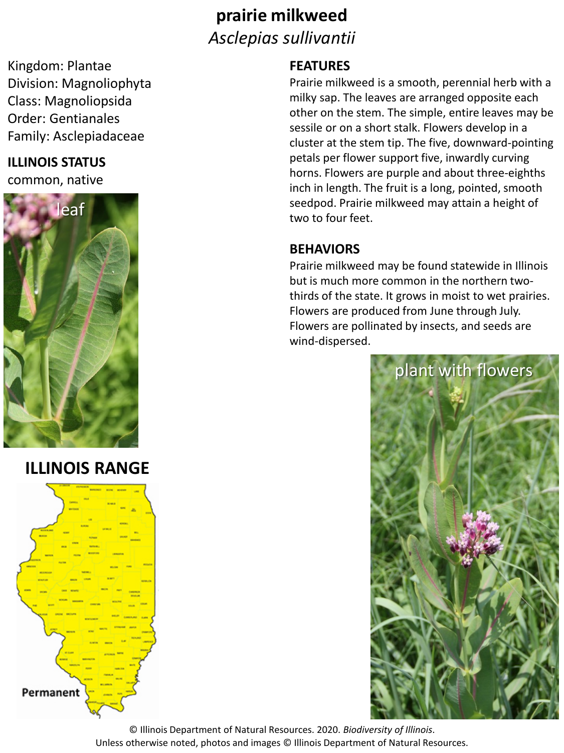# prairie milkweed

*Asclepias sullivantii*

Kingdom: Plantae
Division: Magnoliophyta
Class: Magnoliopsida
Order: Gentianales
Family: Asclepiadaceae

## ILLINOIS STATUS

common, native

## FEATURES

Prairie milkweed is a smooth, perennial herb with a milky sap. The leaves are arranged opposite each other on the stem. The simple, entire leaves may be sessile or on a short stalk. Flowers develop in a cluster at the stem tip. The five, downward-pointing petals per flower support five, inwardly curving horns. Flowers are purple and about three-eighths inch in length. The fruit is a long, pointed, smooth seedpod. Prairie milkweed may attain a height of two to four feet.

## BEHAVIORS

Prairie milkweed may be found statewide in Illinois but is much more common in the northern two-thirds of the state. It grows in moist to wet prairies. Flowers are produced from June through July. Flowers are pollinated by insects, and seeds are wind-dispersed.

leaf

## ILLINOIS RANGE

Permanent

plant with flowers

© Illinois Department of Natural Resources. 2020. *Biodiversity of Illinois*.
Unless otherwise noted, photos and images © Illinois Department of Natural Resources.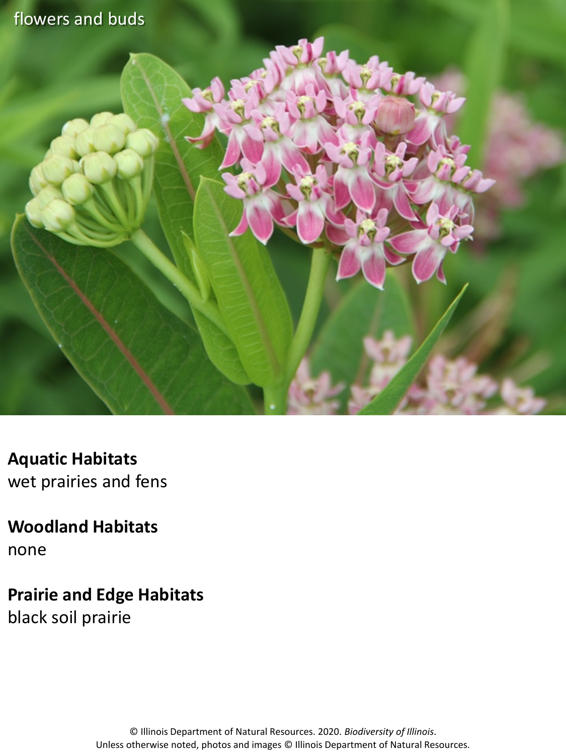flowers and buds

**Aquatic Habitats**
wet prairies and fens

**Woodland Habitats**
none

**Prairie and Edge Habitats**
black soil prairie

© Illinois Department of Natural Resources. 2020. *Biodiversity of Illinois*.
Unless otherwise noted, photos and images © Illinois Department of Natural Resources.